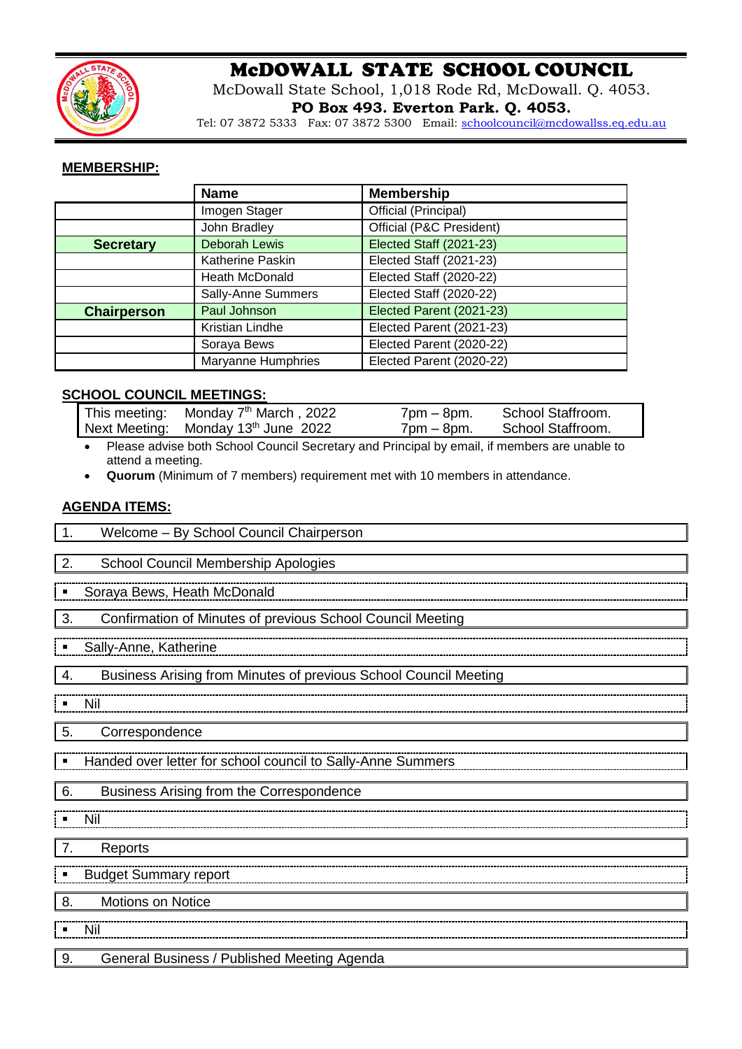# McDOWALL STATE SCHOOL COUNCIL

McDowall State School, 1,018 Rode Rd, McDowall. Q. 4053.

**PO Box 493. Everton Park. Q. 4053.**

Tel: 07 3872 5333 Fax: 07 3872 5300 Email: schoolcouncil@mcdowallss.eq.edu.au

## MEMBERSHIP:

| | Name | Membership |
|---|---|---|
| | Imogen Stager | Official (Principal) |
| | John Bradley | Official (P&C President) |
| **Secretary** | Deborah Lewis | Elected Staff (2021-23) |
| | Katherine Paskin | Elected Staff (2021-23) |
| | Heath McDonald | Elected Staff (2020-22) |
| | Sally-Anne Summers | Elected Staff (2020-22) |
| **Chairperson** | Paul Johnson | Elected Parent (2021-23) |
| | Kristian Lindhe | Elected Parent (2021-23) |
| | Soraya Bews | Elected Parent (2020-22) |
| | Maryanne Humphries | Elected Parent (2020-22) |

## SCHOOL COUNCIL MEETINGS:

| | | | |
|---|---|---|---|
| This meeting: | Monday 7th March , 2022 | 7pm – 8pm. | School Staffroom. |
| Next Meeting: | Monday 13th June 2022 | 7pm – 8pm. | School Staffroom. |

- Please advise both School Council Secretary and Principal by email, if members are unable to attend a meeting.
- **Quorum** (Minimum of 7 members) requirement met with 10 members in attendance.

## AGENDA ITEMS:

1. Welcome – By School Council Chairperson

2. School Council Membership Apologies

   - Soraya Bews, Heath McDonald

3. Confirmation of Minutes of previous School Council Meeting

   - Sally-Anne, Katherine

4. Business Arising from Minutes of previous School Council Meeting

   - Nil

5. Correspondence

   - Handed over letter for school council to Sally-Anne Summers

6. Business Arising from the Correspondence

   - Nil

7. Reports

   - Budget Summary report

8. Motions on Notice

   - Nil

9. General Business / Published Meeting Agenda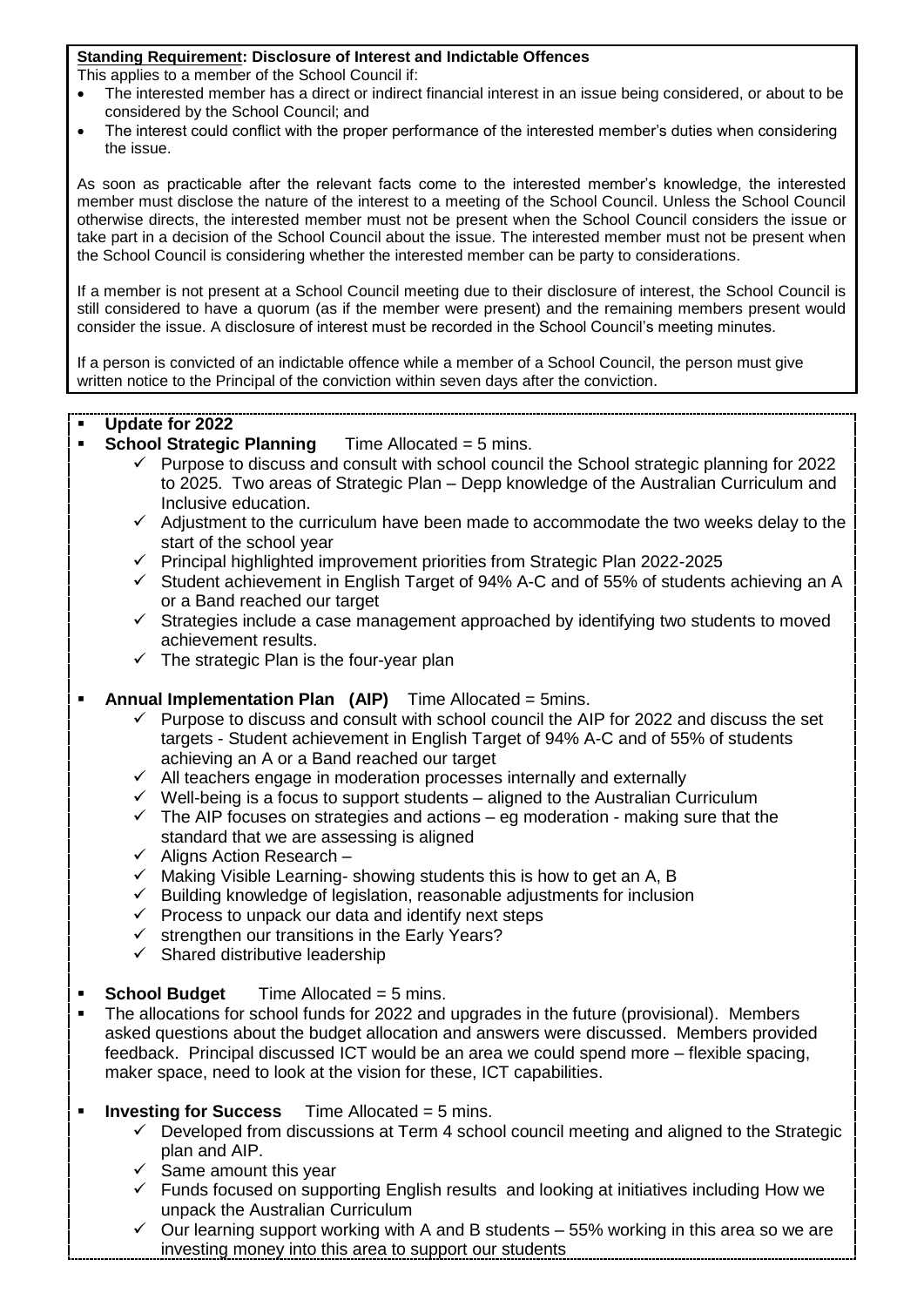**Standing Requirement: Disclosure of Interest and Indictable Offences**

This applies to a member of the School Council if:

- The interested member has a direct or indirect financial interest in an issue being considered, or about to be considered by the School Council; and
- The interest could conflict with the proper performance of the interested member's duties when considering the issue.

As soon as practicable after the relevant facts come to the interested member's knowledge, the interested member must disclose the nature of the interest to a meeting of the School Council. Unless the School Council otherwise directs, the interested member must not be present when the School Council considers the issue or take part in a decision of the School Council about the issue. The interested member must not be present when the School Council is considering whether the interested member can be party to considerations.

If a member is not present at a School Council meeting due to their disclosure of interest, the School Council is still considered to have a quorum (as if the member were present) and the remaining members present would consider the issue. A disclosure of interest must be recorded in the School Council's meeting minutes.

If a person is convicted of an indictable offence while a member of a School Council, the person must give written notice to the Principal of the conviction within seven days after the conviction.

- **Update for 2022**
- **School Strategic Planning** Time Allocated = 5 mins.
  - ✓ Purpose to discuss and consult with school council the School strategic planning for 2022 to 2025. Two areas of Strategic Plan – Depp knowledge of the Australian Curriculum and Inclusive education.
  - ✓ Adjustment to the curriculum have been made to accommodate the two weeks delay to the start of the school year
  - ✓ Principal highlighted improvement priorities from Strategic Plan 2022-2025
  - ✓ Student achievement in English Target of 94% A-C and of 55% of students achieving an A or a Band reached our target
  - ✓ Strategies include a case management approached by identifying two students to moved achievement results.
  - ✓ The strategic Plan is the four-year plan

- **Annual Implementation Plan (AIP)** Time Allocated = 5mins.
  - ✓ Purpose to discuss and consult with school council the AIP for 2022 and discuss the set targets - Student achievement in English Target of 94% A-C and of 55% of students achieving an A or a Band reached our target
  - ✓ All teachers engage in moderation processes internally and externally
  - ✓ Well-being is a focus to support students – aligned to the Australian Curriculum
  - ✓ The AIP focuses on strategies and actions – eg moderation - making sure that the standard that we are assessing is aligned
  - ✓ Aligns Action Research –
  - ✓ Making Visible Learning- showing students this is how to get an A, B
  - ✓ Building knowledge of legislation, reasonable adjustments for inclusion
  - ✓ Process to unpack our data and identify next steps
  - ✓ strengthen our transitions in the Early Years?
  - ✓ Shared distributive leadership

- **School Budget** Time Allocated = 5 mins.
- The allocations for school funds for 2022 and upgrades in the future (provisional). Members asked questions about the budget allocation and answers were discussed. Members provided feedback. Principal discussed ICT would be an area we could spend more – flexible spacing, maker space, need to look at the vision for these, ICT capabilities.

- **Investing for Success** Time Allocated = 5 mins.
  - ✓ Developed from discussions at Term 4 school council meeting and aligned to the Strategic plan and AIP.
  - ✓ Same amount this year
  - ✓ Funds focused on supporting English results and looking at initiatives including How we unpack the Australian Curriculum
  - ✓ Our learning support working with A and B students – 55% working in this area so we are investing money into this area to support our students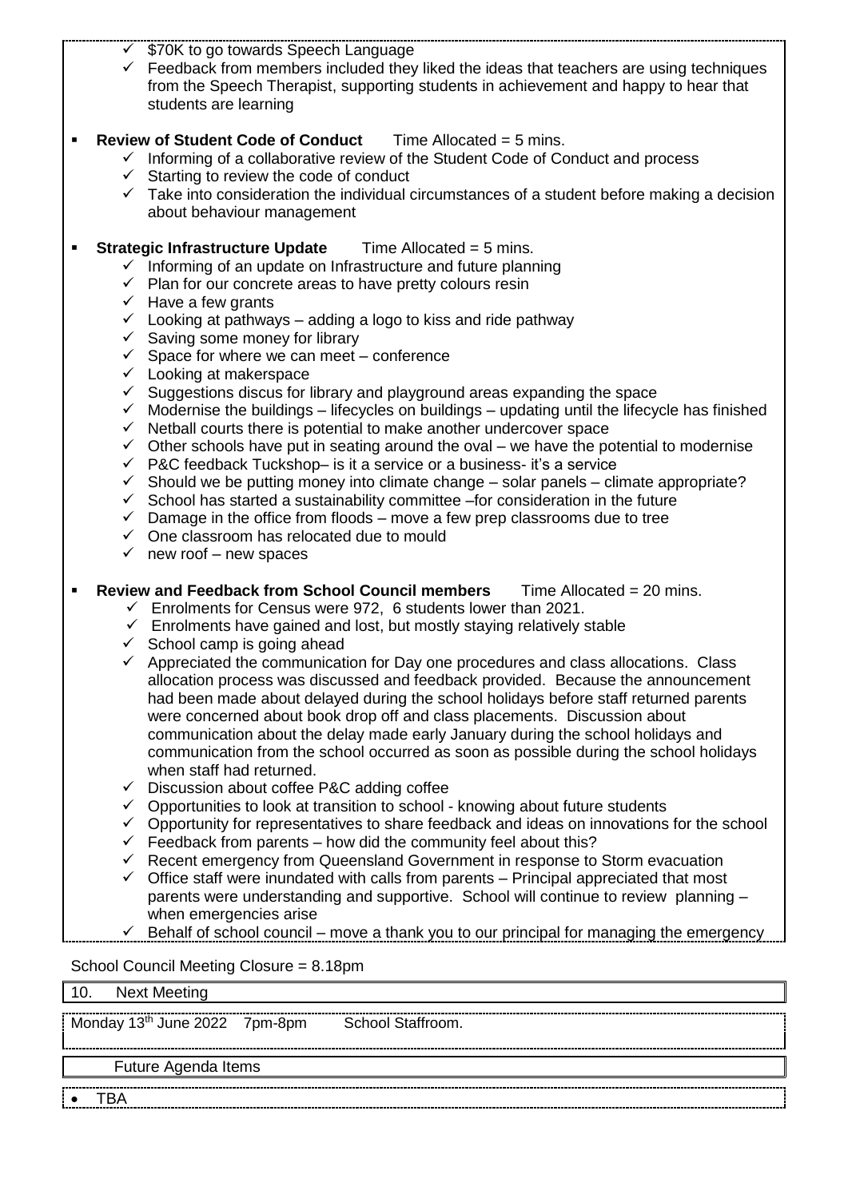- ✓ $70K to go towards Speech Language
- ✓ Feedback from members included they liked the ideas that teachers are using techniques from the Speech Therapist, supporting students in achievement and happy to hear that students are learning

- **Review of Student Code of Conduct** Time Allocated = 5 mins.
  - ✓ Informing of a collaborative review of the Student Code of Conduct and process
  - ✓ Starting to review the code of conduct
  - ✓ Take into consideration the individual circumstances of a student before making a decision about behaviour management

- **Strategic Infrastructure Update** Time Allocated = 5 mins.
  - ✓ Informing of an update on Infrastructure and future planning
  - ✓ Plan for our concrete areas to have pretty colours resin
  - ✓ Have a few grants
  - ✓ Looking at pathways – adding a logo to kiss and ride pathway
  - ✓ Saving some money for library
  - ✓ Space for where we can meet – conference
  - ✓ Looking at makerspace
  - ✓ Suggestions discus for library and playground areas expanding the space
  - ✓ Modernise the buildings – lifecycles on buildings – updating until the lifecycle has finished
  - ✓ Netball courts there is potential to make another undercover space
  - ✓ Other schools have put in seating around the oval – we have the potential to modernise
  - ✓ P&C feedback Tuckshop– is it a service or a business- it's a service
  - ✓ Should we be putting money into climate change – solar panels – climate appropriate?
  - ✓ School has started a sustainability committee –for consideration in the future
  - ✓ Damage in the office from floods – move a few prep classrooms due to tree
  - ✓ One classroom has relocated due to mould
  - ✓ new roof – new spaces

- **Review and Feedback from School Council members** Time Allocated = 20 mins.
  - ✓ Enrolments for Census were 972, 6 students lower than 2021.
  - ✓ Enrolments have gained and lost, but mostly staying relatively stable
  - ✓ School camp is going ahead
  - ✓ Appreciated the communication for Day one procedures and class allocations. Class allocation process was discussed and feedback provided. Because the announcement had been made about delayed during the school holidays before staff returned parents were concerned about book drop off and class placements. Discussion about communication about the delay made early January during the school holidays and communication from the school occurred as soon as possible during the school holidays when staff had returned.
  - ✓ Discussion about coffee P&C adding coffee
  - ✓ Opportunities to look at transition to school - knowing about future students
  - ✓ Opportunity for representatives to share feedback and ideas on innovations for the school
  - ✓ Feedback from parents – how did the community feel about this?
  - ✓ Recent emergency from Queensland Government in response to Storm evacuation
  - ✓ Office staff were inundated with calls from parents – Principal appreciated that most parents were understanding and supportive. School will continue to review planning – when emergencies arise
  - ✓ Behalf of school council – move a thank you to our principal for managing the emergency

School Council Meeting Closure = 8.18pm

| 10. Next Meeting |
|---|
| Monday 13th June 2022 7pm-8pm School Staffroom. |

| Future Agenda Items |
|---|
| • TBA |